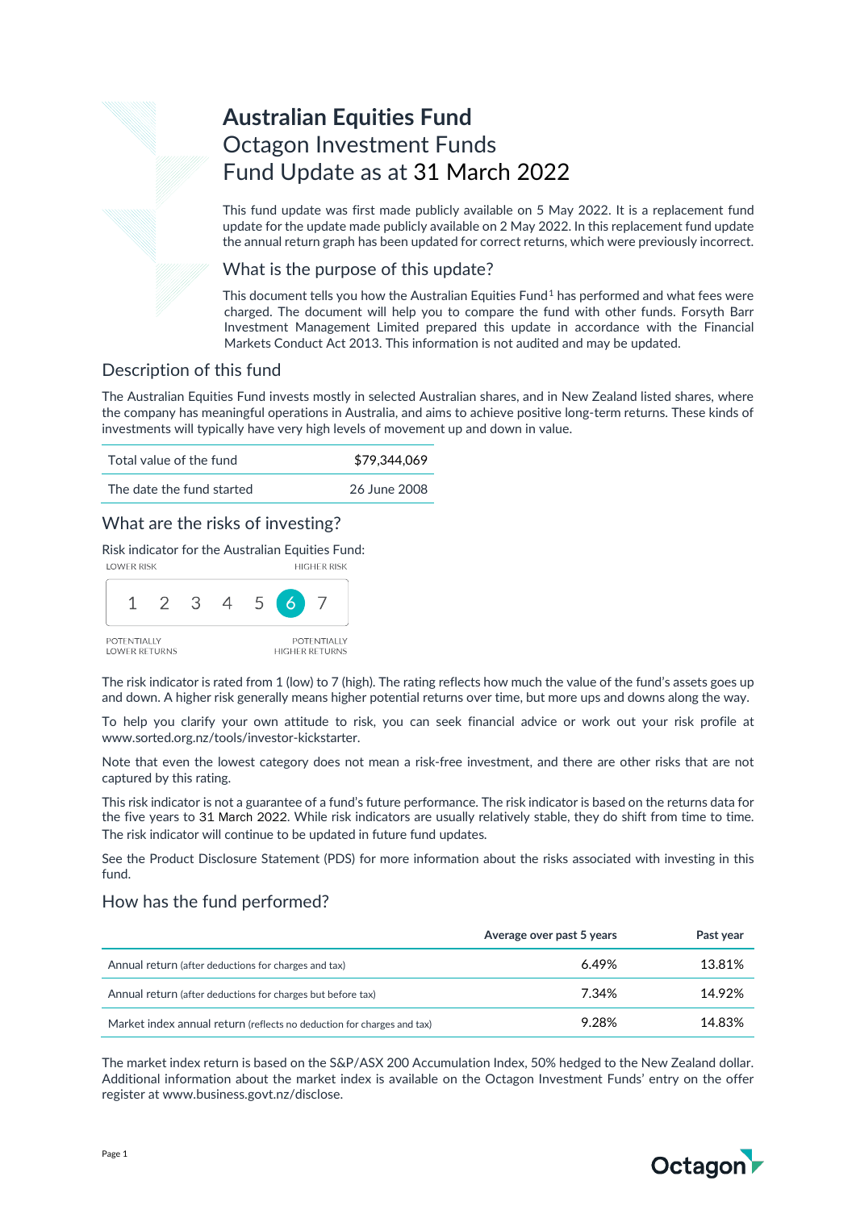# Australian Equities Fund

## Octagon Investment Funds

## Fund Update as at 31 March 2022

This fund update was first made publicly available on 5 May 2022. It is a replacement fund update for the update made publicly available on 2 May 2022. In this replacement fund update the annual return graph has been updated for correct returns, which were previously incorrect.

## What is the purpose of this update?

This document tells you how the Australian Equities Fund[1] has performed and what fees were charged. The document will help you to compare the fund with other funds. Forsyth Barr Investment Management Limited prepared this update in accordance with the Financial Markets Conduct Act 2013. This information is not audited and may be updated.

## Description of this fund

The Australian Equities Fund invests mostly in selected Australian shares, and in New Zealand listed shares, where the company has meaningful operations in Australia, and aims to achieve positive long-term returns. These kinds of investments will typically have very high levels of movement up and down in value.

| | |
|---|---|
| Total value of the fund | $79,344,069 |
| The date the fund started | 26 June 2008 |

## What are the risks of investing?

Risk indicator for the Australian Equities Fund:

LOWER RISK — HIGHER RISK

1 2 3 4 5 **6** 7

POTENTIALLY LOWER RETURNS — POTENTIALLY HIGHER RETURNS

The risk indicator is rated from 1 (low) to 7 (high). The rating reflects how much the value of the fund's assets goes up and down. A higher risk generally means higher potential returns over time, but more ups and downs along the way.

To help you clarify your own attitude to risk, you can seek financial advice or work out your risk profile at www.sorted.org.nz/tools/investor-kickstarter.

Note that even the lowest category does not mean a risk-free investment, and there are other risks that are not captured by this rating.

This risk indicator is not a guarantee of a fund's future performance. The risk indicator is based on the returns data for the five years to 31 March 2022. While risk indicators are usually relatively stable, they do shift from time to time. The risk indicator will continue to be updated in future fund updates.

See the Product Disclosure Statement (PDS) for more information about the risks associated with investing in this fund.

## How has the fund performed?

| | Average over past 5 years | Past year |
|---|---|---|
| Annual return (after deductions for charges and tax) | 6.49% | 13.81% |
| Annual return (after deductions for charges but before tax) | 7.34% | 14.92% |
| Market index annual return (reflects no deduction for charges and tax) | 9.28% | 14.83% |

The market index return is based on the S&P/ASX 200 Accumulation Index, 50% hedged to the New Zealand dollar. Additional information about the market index is available on the Octagon Investment Funds' entry on the offer register at www.business.govt.nz/disclose.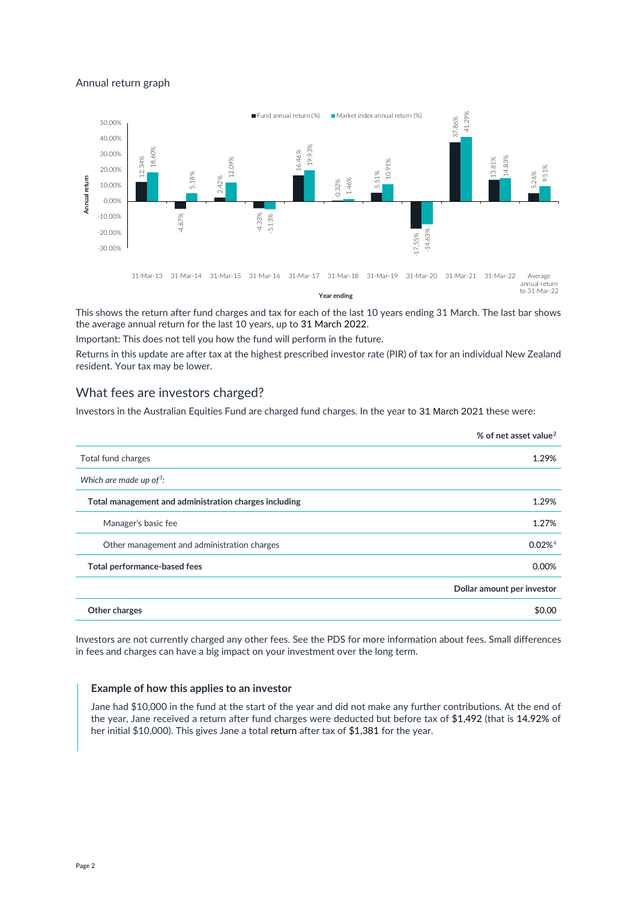## Annual return graph

| Year ending | Fund annual return (%) | Market index annual return (%) |
|---|---|---|
| 31-Mar-13 | 12.34% | 18.60% |
| 31-Mar-14 | -4.87% | 5.18% |
| 31-Mar-15 | 2.42% | 12.09% |
| 31-Mar-16 | -4.33% | -5.13% |
| 31-Mar-17 | 16.46% | 19.93% |
| 31-Mar-18 | 0.32% | 1.46% |
| 31-Mar-19 | 5.51% | 10.91% |
| 31-Mar-20 | -17.55% | -14.63% |
| 31-Mar-21 | 37.86% | 41.29% |
| 31-Mar-22 | 13.81% | 14.83% |
| Average annual return to 31-Mar-22 | 5.26% | 9.51% |

This shows the return after fund charges and tax for each of the last 10 years ending 31 March. The last bar shows the average annual return for the last 10 years, up to 31 March 2022.

Important: This does not tell you how the fund will perform in the future.

Returns in this update are after tax at the highest prescribed investor rate (PIR) of tax for an individual New Zealand resident. Your tax may be lower.

## What fees are investors charged?

Investors in the Australian Equities Fund are charged fund charges. In the year to 31 March 2021 these were:

| | % of net asset value[2] |
|---|---|
| Total fund charges | 1.29% |
| *Which are made up of[3]:* | |
| **Total management and administration charges including** | 1.29% |
| Manager's basic fee | 1.27% |
| Other management and administration charges | 0.02%[4] |
| **Total performance-based fees** | 0.00% |
| | **Dollar amount per investor** |
| **Other charges** | $0.00 |

Investors are not currently charged any other fees. See the PDS for more information about fees. Small differences in fees and charges can have a big impact on your investment over the long term.

### Example of how this applies to an investor

Jane had $10,000 in the fund at the start of the year and did not make any further contributions. At the end of the year, Jane received a return after fund charges were deducted but before tax of $1,492 (that is 14.92% of her initial $10,000). This gives Jane a total return after tax of $1,381 for the year.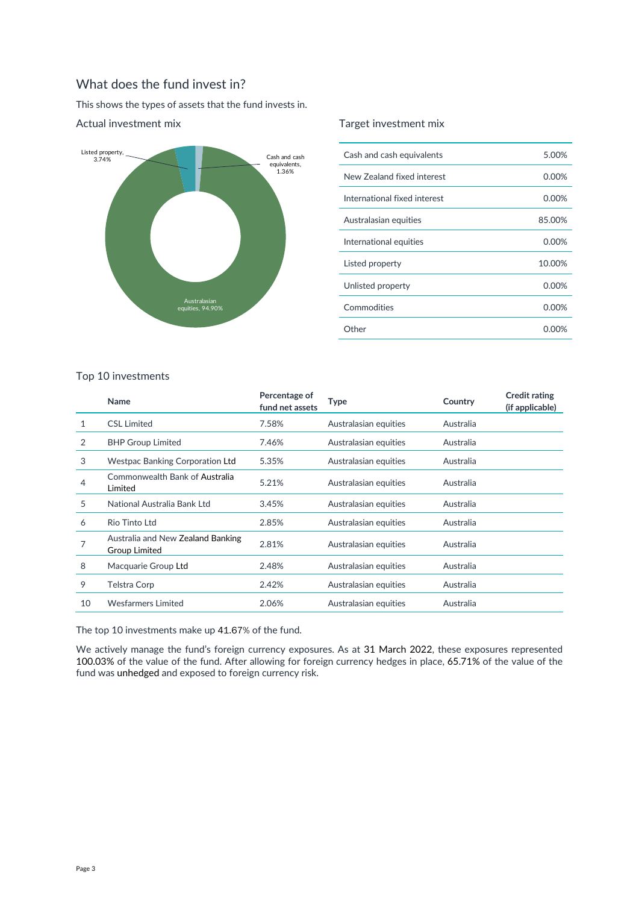## What does the fund invest in?

This shows the types of assets that the fund invests in.

### Actual investment mix

Listed property, 3.74%

Cash and cash equivalents, 1.36%

Australasian equities, 94.90%

### Target investment mix

| | |
|---|---|
| Cash and cash equivalents | 5.00% |
| New Zealand fixed interest | 0.00% |
| International fixed interest | 0.00% |
| Australasian equities | 85.00% |
| International equities | 0.00% |
| Listed property | 10.00% |
| Unlisted property | 0.00% |
| Commodities | 0.00% |
| Other | 0.00% |

### Top 10 investments

| | Name | Percentage of fund net assets | Type | Country | Credit rating (if applicable) |
|---|---|---|---|---|---|
| 1 | CSL Limited | 7.58% | Australasian equities | Australia | |
| 2 | BHP Group Limited | 7.46% | Australasian equities | Australia | |
| 3 | Westpac Banking Corporation Ltd | 5.35% | Australasian equities | Australia | |
| 4 | Commonwealth Bank of Australia Limited | 5.21% | Australasian equities | Australia | |
| 5 | National Australia Bank Ltd | 3.45% | Australasian equities | Australia | |
| 6 | Rio Tinto Ltd | 2.85% | Australasian equities | Australia | |
| 7 | Australia and New Zealand Banking Group Limited | 2.81% | Australasian equities | Australia | |
| 8 | Macquarie Group Ltd | 2.48% | Australasian equities | Australia | |
| 9 | Telstra Corp | 2.42% | Australasian equities | Australia | |
| 10 | Wesfarmers Limited | 2.06% | Australasian equities | Australia | |

The top 10 investments make up 41.67% of the fund.

We actively manage the fund's foreign currency exposures. As at 31 March 2022, these exposures represented 100.03% of the value of the fund. After allowing for foreign currency hedges in place, 65.71% of the value of the fund was unhedged and exposed to foreign currency risk.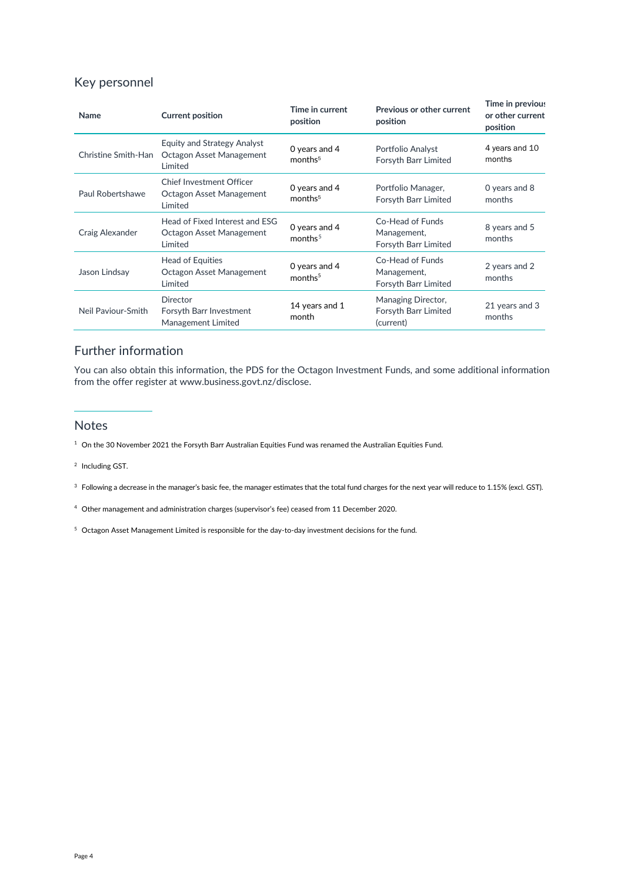## Key personnel

| Name | Current position | Time in current position | Previous or other current position | Time in previous or other current position |
|---|---|---|---|---|
| Christine Smith-Han | Equity and Strategy Analyst Octagon Asset Management Limited | 0 years and 4 months[5] | Portfolio Analyst Forsyth Barr Limited | 4 years and 10 months |
| Paul Robertshawe | Chief Investment Officer Octagon Asset Management Limited | 0 years and 4 months[5] | Portfolio Manager, Forsyth Barr Limited | 0 years and 8 months |
| Craig Alexander | Head of Fixed Interest and ESG Octagon Asset Management Limited | 0 years and 4 months[5] | Co-Head of Funds Management, Forsyth Barr Limited | 8 years and 5 months |
| Jason Lindsay | Head of Equities Octagon Asset Management Limited | 0 years and 4 months[5] | Co-Head of Funds Management, Forsyth Barr Limited | 2 years and 2 months |
| Neil Paviour-Smith | Director Forsyth Barr Investment Management Limited | 14 years and 1 month | Managing Director, Forsyth Barr Limited (current) | 21 years and 3 months |

## Further information

You can also obtain this information, the PDS for the Octagon Investment Funds, and some additional information from the offer register at www.business.govt.nz/disclose.

## Notes

[1] On the 30 November 2021 the Forsyth Barr Australian Equities Fund was renamed the Australian Equities Fund.

[2] Including GST.

[3] Following a decrease in the manager's basic fee, the manager estimates that the total fund charges for the next year will reduce to 1.15% (excl. GST).

[4] Other management and administration charges (supervisor's fee) ceased from 11 December 2020.

[5] Octagon Asset Management Limited is responsible for the day-to-day investment decisions for the fund.